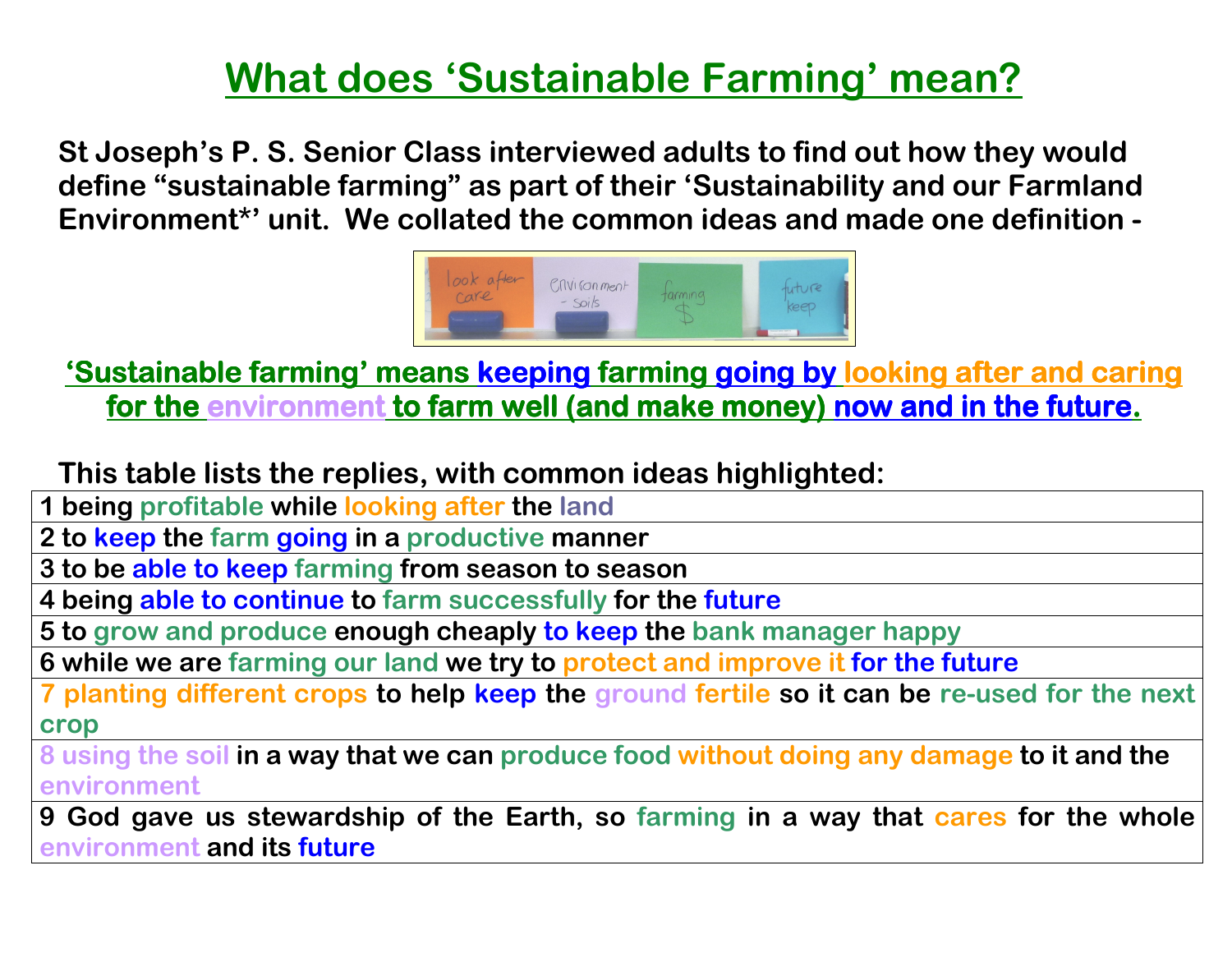# What does 'Sustainable Farming' mean?

**St Joseph's P. S. Senior Class interviewed adults to find out how they would define "sustainable farming" as part of their 'Sustainability and our Farmland Environment*' unit. We collated the common ideas and made one definition -**

**'Sustainable farming' means keeping farming going by looking after and caring for the environment to farm well (and make money) now and in the future.**

**This table lists the replies, with common ideas highlighted:**

| |
|---|
| 1 being profitable while looking after the land |
| 2 to keep the farm going in a productive manner |
| 3 to be able to keep farming from season to season |
| 4 being able to continue to farm successfully for the future |
| 5 to grow and produce enough cheaply to keep the bank manager happy |
| 6 while we are farming our land we try to protect and improve it for the future |
| 7 planting different crops to help keep the ground fertile so it can be re-used for the next crop |
| 8 using the soil in a way that we can produce food without doing any damage to it and the environment |
| 9 God gave us stewardship of the Earth, so farming in a way that cares for the whole environment and its future |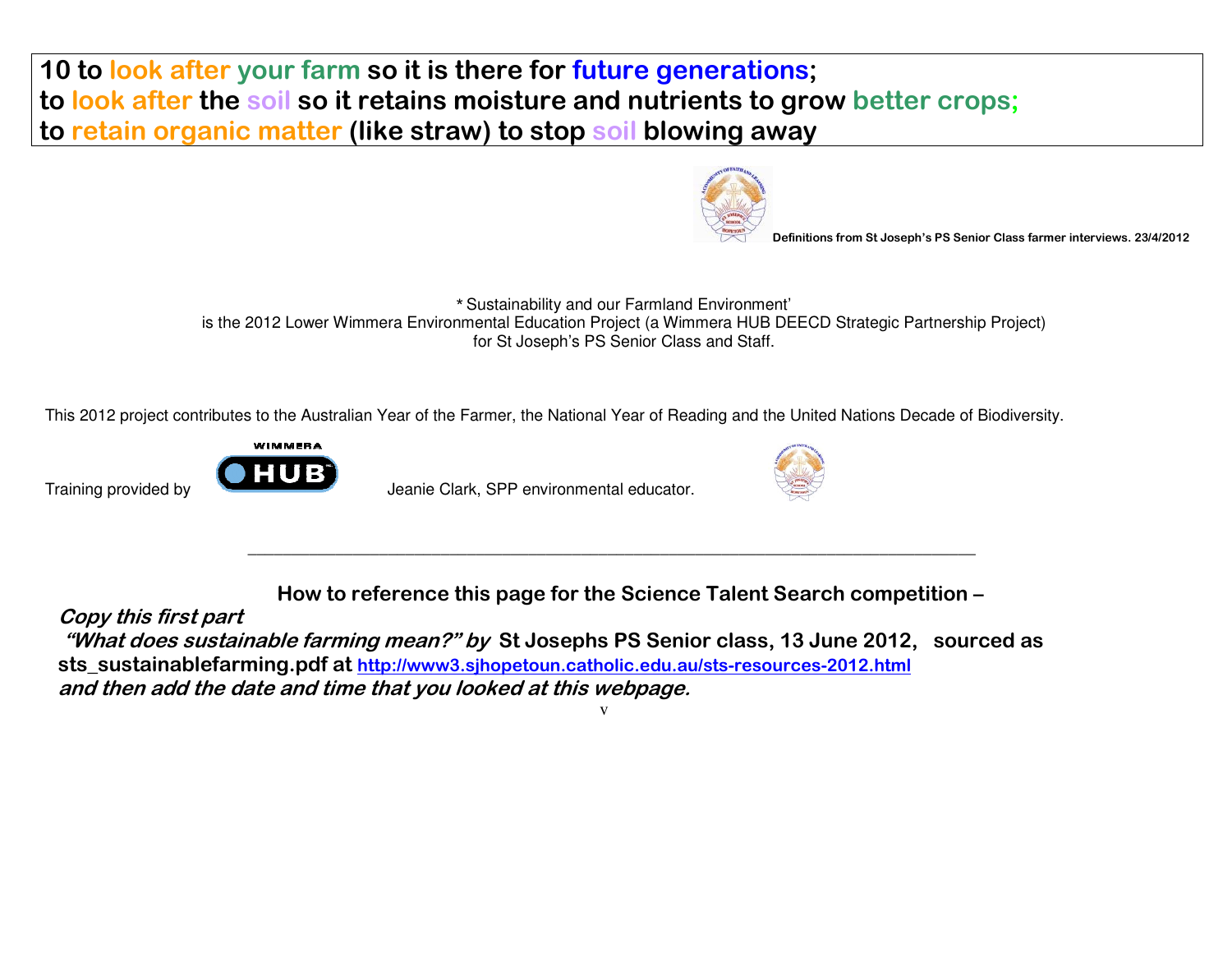**10 to look after your farm so it is there for future generations;**
**to look after the soil so it retains moisture and nutrients to grow better crops;**
**to retain organic matter (like straw) to stop soil blowing away**

**Definitions from St Joseph's PS Senior Class farmer interviews. 23/4/2012**

* Sustainability and our Farmland Environment'
is the 2012 Lower Wimmera Environmental Education Project (a Wimmera HUB DEECD Strategic Partnership Project)
for St Joseph's PS Senior Class and Staff.

This 2012 project contributes to the Australian Year of the Farmer, the National Year of Reading and the United Nations Decade of Biodiversity.

Training provided by WIMMERA HUB Jeanie Clark, SPP environmental educator.

---

**How to reference this page for the Science Talent Search competition –**

***Copy this first part***
***"What does sustainable farming mean?" by*** **St Josephs PS Senior class, 13 June 2012, sourced as sts_sustainablefarming.pdf at [http://www3.sjhopetoun.catholic.edu.au/sts-resources-2012.html](http://www3.sjhopetoun.catholic.edu.au/sts-resources-2012.html)**
***and then add the date and time that you looked at this webpage.***

v